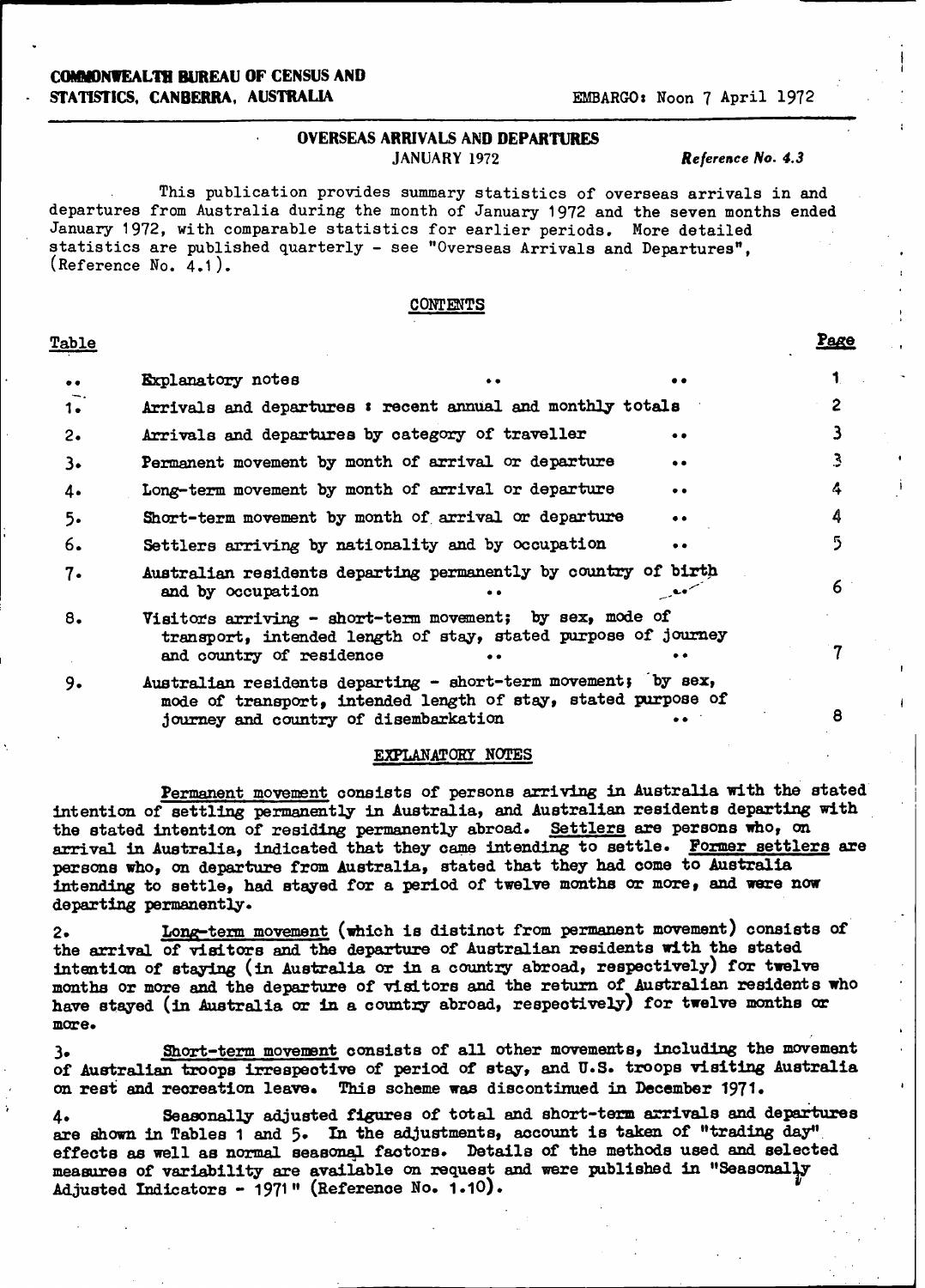**COMMONWEALTH BUREAU OF CENSUS AND STATISTICS, CANBERRA, AUSTRALIA**

EMBARGO: Noon 7 April 1972

# OVERSEAS ARRIVALS AND DEPARTURES

JANUARY 1972

*Reference No. 4.3*

This publication provides summary statistics of overseas arrivals in and departures from Australia during the month of January 1972 and the seven months ended January 1972, with comparable statistics for earlier periods. More detailed statistics are published quarterly - see "Overseas Arrivals and Departures", (Reference No. 4.1).

## CONTENTS

| Table | | Page |
|---|---|---|
| .. | Explanatory notes .. .. | 1 |
| 1. | Arrivals and departures : recent annual and monthly totals | 2 |
| 2. | Arrivals and departures by category of traveller .. | 3 |
| 3. | Permanent movement by month of arrival or departure .. | 3 |
| 4. | Long-term movement by month of arrival or departure .. | 4 |
| 5. | Short-term movement by month of arrival or departure .. | 4 |
| 6. | Settlers arriving by nationality and by occupation .. | 5 |
| 7. | Australian residents departing permanently by country of birth and by occupation .. .. | 6 |
| 8. | Visitors arriving - short-term movement; by sex, mode of transport, intended length of stay, stated purpose of journey and country of residence .. .. | 7 |
| 9. | Australian residents departing - short-term movement; by sex, mode of transport, intended length of stay, stated purpose of journey and country of disembarkation .. | 8 |

## EXPLANATORY NOTES

Permanent movement consists of persons arriving in Australia with the stated intention of settling permanently in Australia, and Australian residents departing with the stated intention of residing permanently abroad. Settlers are persons who, on arrival in Australia, indicated that they came intending to settle. Former settlers are persons who, on departure from Australia, stated that they had come to Australia intending to settle, had stayed for a period of twelve months or more, and were now departing permanently.

2. Long-term movement (which is distinct from permanent movement) consists of the arrival of visitors and the departure of Australian residents with the stated intention of staying (in Australia or in a country abroad, respectively) for twelve months or more and the departure of visitors and the return of Australian residents who have stayed (in Australia or in a country abroad, respectively) for twelve months or more.

3. Short-term movement consists of all other movements, including the movement of Australian troops irrespective of period of stay, and U.S. troops visiting Australia on rest and recreation leave. This scheme was discontinued in December 1971.

4. Seasonally adjusted figures of total and short-term arrivals and departures are shown in Tables 1 and 5. In the adjustments, account is taken of "trading day" effects as well as normal seasonal factors. Details of the methods used and selected measures of variability are available on request and were published in "Seasonally Adjusted Indicators - 1971" (Reference No. 1.10).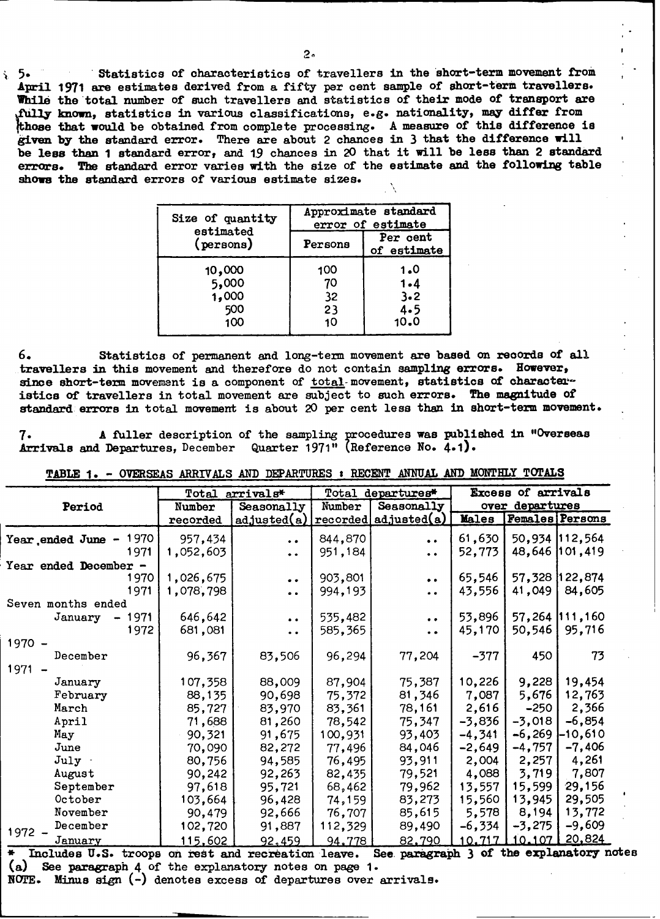5. Statistics of characteristics of travellers in the short-term movement from April 1971 are estimates derived from a fifty per cent sample of short-term travellers. While the total number of such travellers and statistics of their mode of transport are fully known, statistics in various classifications, e.g. nationality, may differ from those that would be obtained from complete processing. A measure of this difference is given by the standard error. There are about 2 chances in 3 that the difference will be less than 1 standard error, and 19 chances in 20 that it will be less than 2 standard errors. The standard error varies with the size of the estimate and the following table shows the standard errors of various estimate sizes.

| Size of quantity estimated (persons) | Approximate standard error of estimate | |
|---|---|---|
| | Persons | Per cent of estimate |
| 10,000 | 100 | 1.0 |
| 5,000 | 70 | 1.4 |
| 1,000 | 32 | 3.2 |
| 500 | 23 | 4.5 |
| 100 | 10 | 10.0 |

6. Statistics of permanent and long-term movement are based on records of all travellers in this movement and therefore do not contain sampling errors. However, since short-term movement is a component of total movement, statistics of characteristics of travellers in total movement are subject to such errors. The magnitude of standard errors in total movement is about 20 per cent less than in short-term movement.

7. A fuller description of the sampling procedures was published in "Overseas Arrivals and Departures, December Quarter 1971" (Reference No. 4.1).

TABLE 1. - OVERSEAS ARRIVALS AND DEPARTURES : RECENT ANNUAL AND MONTHLY TOTALS

| Period | Total arrivals* | | Total departures* | | Excess of arrivals over departures | | |
|---|---|---|---|---|---|---|---|
| | Number recorded | Seasonally adjusted(a) | Number recorded | Seasonally adjusted(a) | Males | Females | Persons |
| Year ended June - 1970 | 957,434 | .. | 844,870 | .. | 61,630 | 50,934 | 112,564 |
| 1971 | 1,052,603 | .. | 951,184 | .. | 52,773 | 48,646 | 101,419 |
| Year ended December - 1970 | 1,026,675 | .. | 903,801 | .. | 65,546 | 57,328 | 122,874 |
| 1971 | 1,078,798 | .. | 994,193 | .. | 43,556 | 41,049 | 84,605 |
| Seven months ended January - 1971 | 646,642 | .. | 535,482 | .. | 53,896 | 57,264 | 111,160 |
| 1972 | 681,081 | .. | 585,365 | .. | 45,170 | 50,546 | 95,716 |
| 1970 - December | 96,367 | 83,506 | 96,294 | 77,204 | -377 | 450 | 73 |
| 1971 - January | 107,358 | 88,009 | 87,904 | 75,387 | 10,226 | 9,228 | 19,454 |
| February | 88,135 | 90,698 | 75,372 | 81,346 | 7,087 | 5,676 | 12,763 |
| March | 85,727 | 83,970 | 83,361 | 78,161 | 2,616 | -250 | 2,366 |
| April | 71,688 | 81,260 | 78,542 | 75,347 | -3,836 | -3,018 | -6,854 |
| May | 90,321 | 91,675 | 100,931 | 93,403 | -4,341 | -6,269 | -10,610 |
| June | 70,090 | 82,272 | 77,496 | 84,046 | -2,649 | -4,757 | -7,406 |
| July | 80,756 | 94,585 | 76,495 | 93,911 | 2,004 | 2,257 | 4,261 |
| August | 90,242 | 92,263 | 82,435 | 79,521 | 4,088 | 3,719 | 7,807 |
| September | 97,618 | 95,721 | 68,462 | 79,962 | 13,557 | 15,599 | 29,156 |
| October | 103,664 | 96,428 | 74,159 | 83,273 | 15,560 | 13,945 | 29,505 |
| November | 90,479 | 92,666 | 76,707 | 85,615 | 5,578 | 8,194 | 13,772 |
| December | 102,720 | 91,887 | 112,329 | 89,490 | -6,334 | -3,275 | -9,609 |
| 1972 - January | 115,602 | 92,459 | 94,778 | 82,790 | 10,717 | 10,107 | 20,824 |

\* Includes U.S. troops on rest and recreation leave. See paragraph 3 of the explanatory notes
(a) See paragraph 4 of the explanatory notes on page 1.
NOTE. Minus sign (-) denotes excess of departures over arrivals.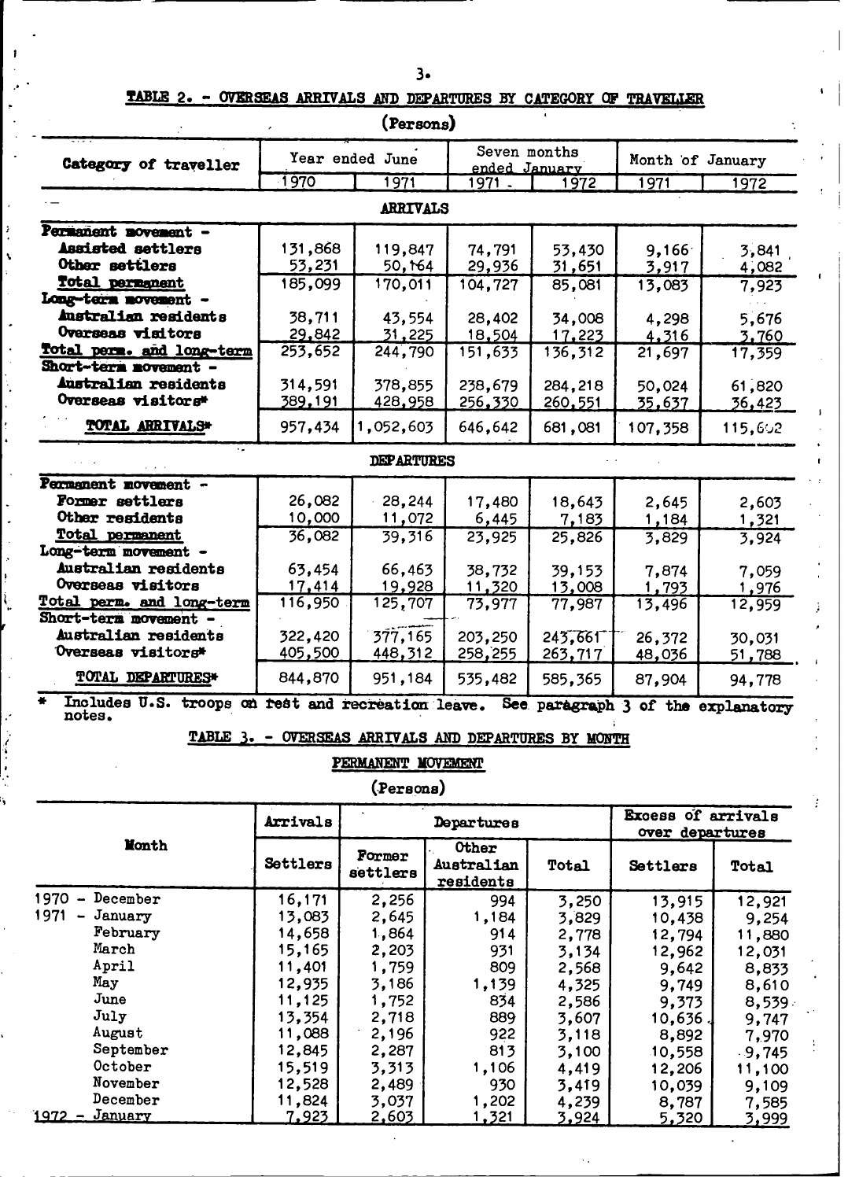## TABLE 2. - OVERSEAS ARRIVALS AND DEPARTURES BY CATEGORY OF TRAVELLER

(Persons)

| Category of traveller | Year ended June | | Seven months ended January | | Month of January | |
|---|---|---|---|---|---|---|
| | 1970 | 1971 | 1971 | 1972 | 1971 | 1972 |
| **ARRIVALS** | | | | | | |
| **Permanent movement -** | | | | | | |
| **Assisted settlers** | 131,868 | 119,847 | 74,791 | 53,430 | 9,166 | 3,841 |
| **Other settlers** | 53,231 | 50,164 | 29,936 | 31,651 | 3,917 | 4,082 |
| **Total permanent** | 185,099 | 170,011 | 104,727 | 85,081 | 13,083 | 7,923 |
| **Long-term movement -** | | | | | | |
| **Australian residents** | 38,711 | 43,554 | 28,402 | 34,008 | 4,298 | 5,676 |
| **Overseas visitors** | 29,842 | 31,225 | 18,504 | 17,223 | 4,316 | 3,760 |
| **Total perm. and long-term** | 253,652 | 244,790 | 151,633 | 136,312 | 21,697 | 17,359 |
| **Short-term movement -** | | | | | | |
| **Australian residents** | 314,591 | 378,855 | 238,679 | 284,218 | 50,024 | 61,820 |
| **Overseas visitors*** | 389,191 | 428,958 | 256,330 | 260,551 | 35,637 | 36,423 |
| **TOTAL ARRIVALS*** | 957,434 | 1,052,603 | 646,642 | 681,081 | 107,358 | 115,602 |
| **DEPARTURES** | | | | | | |
| **Permanent movement -** | | | | | | |
| **Former settlers** | 26,082 | 28,244 | 17,480 | 18,643 | 2,645 | 2,603 |
| **Other residents** | 10,000 | 11,072 | 6,445 | 7,183 | 1,184 | 1,321 |
| **Total permanent** | 36,082 | 39,316 | 23,925 | 25,826 | 3,829 | 3,924 |
| **Long-term movement -** | | | | | | |
| **Australian residents** | 63,454 | 66,463 | 38,732 | 39,153 | 7,874 | 7,059 |
| **Overseas visitors** | 17,414 | 19,928 | 11,320 | 13,008 | 1,793 | 1,976 |
| **Total perm. and long-term** | 116,950 | 125,707 | 73,977 | 77,987 | 13,496 | 12,959 |
| **Short-term movement -** | | | | | | |
| **Australian residents** | 322,420 | 377,165 | 203,250 | 243,661 | 26,372 | 30,031 |
| **Overseas visitors*** | 405,500 | 448,312 | 258,255 | 263,717 | 48,036 | 51,788 |
| **TOTAL DEPARTURES*** | 844,870 | 951,184 | 535,482 | 585,365 | 87,904 | 94,778 |

\* Includes U.S. troops on rest and recreation leave. See paragraph 3 of the explanatory notes.

## TABLE 3. - OVERSEAS ARRIVALS AND DEPARTURES BY MONTH

### PERMANENT MOVEMENT

(Persons)

| Month | Arrivals | Departures | | | Excess of arrivals over departures | |
|---|---|---|---|---|---|---|
| | Settlers | Former settlers | Other Australian residents | Total | Settlers | Total |
| 1970 - December | 16,171 | 2,256 | 994 | 3,250 | 13,915 | 12,921 |
| 1971 - January | 13,083 | 2,645 | 1,184 | 3,829 | 10,438 | 9,254 |
| February | 14,658 | 1,864 | 914 | 2,778 | 12,794 | 11,880 |
| March | 15,165 | 2,203 | 931 | 3,134 | 12,962 | 12,031 |
| April | 11,401 | 1,759 | 809 | 2,568 | 9,642 | 8,833 |
| May | 12,935 | 3,186 | 1,139 | 4,325 | 9,749 | 8,610 |
| June | 11,125 | 1,752 | 834 | 2,586 | 9,373 | 8,539 |
| July | 13,354 | 2,718 | 889 | 3,607 | 10,636 | 9,747 |
| August | 11,088 | 2,196 | 922 | 3,118 | 8,892 | 7,970 |
| September | 12,845 | 2,287 | 813 | 3,100 | 10,558 | 9,745 |
| October | 15,519 | 3,313 | 1,106 | 4,419 | 12,206 | 11,100 |
| November | 12,528 | 2,489 | 930 | 3,419 | 10,039 | 9,109 |
| December | 11,824 | 3,037 | 1,202 | 4,239 | 8,787 | 7,585 |
| 1972 - January | 7,923 | 2,603 | 1,321 | 3,924 | 5,320 | 3,999 |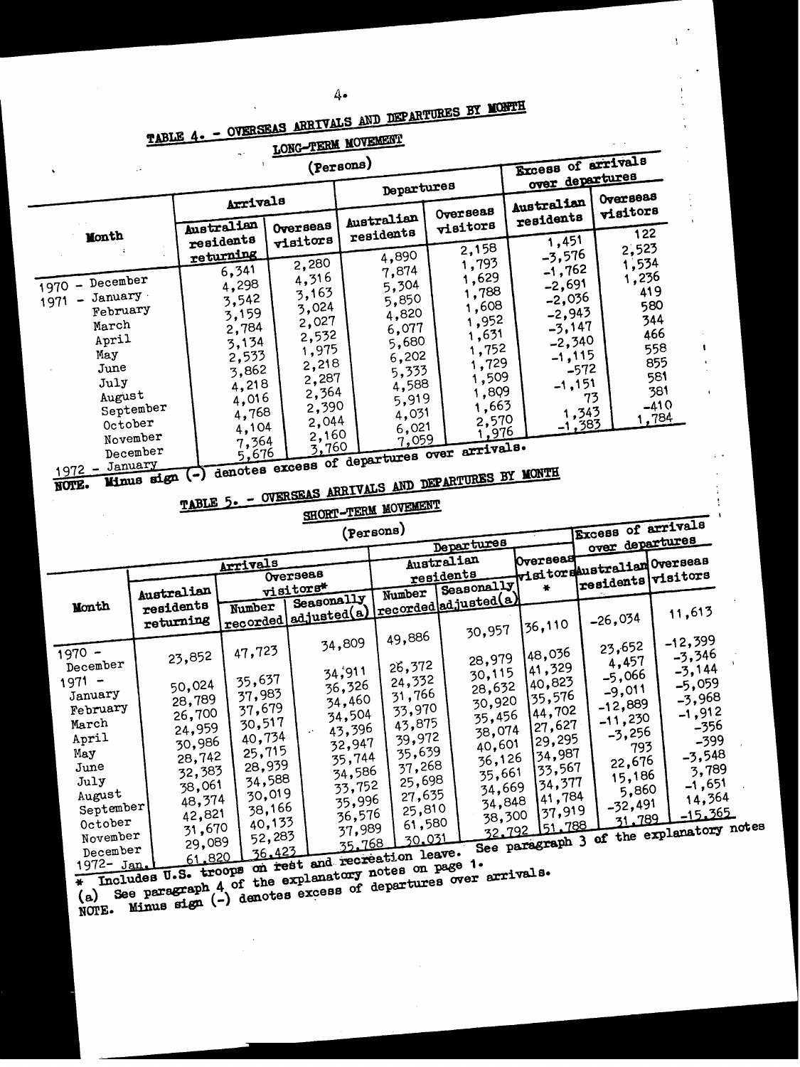## TABLE 4. - OVERSEAS ARRIVALS AND DEPARTURES BY MONTH

### LONG-TERM MOVEMENT

(Persons)

| Month | Arrivals | | Departures | | Excess of arrivals over departures | |
|---|---|---|---|---|---|---|
| | Australian residents returning | Overseas visitors | Australian residents | Overseas visitors | Australian residents | Overseas visitors |
| 1970 - December | 6,341 | 2,280 | 4,890 | 2,158 | 1,451 | 122 |
| 1971 - January | 4,298 | 4,316 | 7,874 | 1,793 | -3,576 | 2,523 |
| February | 3,542 | 3,163 | 5,304 | 1,629 | -1,762 | 1,534 |
| March | 3,159 | 3,024 | 5,850 | 1,788 | -2,691 | 1,236 |
| April | 2,784 | 2,027 | 4,820 | 1,608 | -2,036 | 419 |
| May | 3,134 | 2,532 | 6,077 | 1,952 | -2,943 | 580 |
| June | 2,533 | 1,975 | 5,680 | 1,631 | -3,147 | 344 |
| July | 3,862 | 2,218 | 6,202 | 1,752 | -2,340 | 466 |
| August | 4,218 | 2,287 | 5,333 | 1,729 | -1,115 | 558 |
| September | 4,016 | 2,364 | 4,588 | 1,509 | -572 | 855 |
| October | 4,768 | 2,390 | 5,919 | 1,809 | -1,151 | 581 |
| November | 4,104 | 2,044 | 4,031 | 1,663 | 73 | 381 |
| December | 7,364 | 2,160 | 6,021 | 2,570 | 1,343 | -410 |
| 1972 - January | 5,676 | 3,760 | 7,059 | 1,976 | -1,383 | 1,784 |

NOTE. Minus sign (-) denotes excess of departures over arrivals.

## TABLE 5. - OVERSEAS ARRIVALS AND DEPARTURES BY MONTH

### SHORT-TERM MOVEMENT

(Persons)

| Month | Arrivals | | | Departures | | | Excess of arrivals over departures | |
|---|---|---|---|---|---|---|---|---|
| | Australian residents returning | Overseas visitors* | | Australian residents | | Overseas visitors * | Australian residents | Overseas visitors |
| | | Number recorded | Seasonally adjusted(a) | Number recorded | Seasonally adjusted(a) | | | |
| 1970 - December | 23,852 | 47,723 | 34,809 | 49,886 | 30,957 | 36,110 | -26,034 | 11,613 |
| 1971 - January | 50,024 | 35,637 | 34,911 | 26,372 | 28,979 | 48,036 | 23,652 | -12,399 |
| February | 28,789 | 37,983 | 36,326 | 24,332 | 30,115 | 41,329 | 4,457 | -3,346 |
| March | 26,700 | 37,679 | 34,460 | 31,766 | 28,632 | 40,823 | -5,066 | -3,144 |
| April | 24,959 | 30,517 | 34,504 | 33,970 | 30,920 | 35,576 | -9,011 | -5,059 |
| May | 30,986 | 40,734 | 43,396 | 43,875 | 35,456 | 44,702 | -12,889 | -3,968 |
| June | 28,742 | 25,715 | 32,947 | 39,972 | 38,074 | 27,627 | -11,230 | -1,912 |
| July | 32,383 | 28,939 | 35,744 | 35,639 | 40,601 | 29,295 | -3,256 | -356 |
| August | 38,061 | 34,588 | 34,586 | 37,268 | 36,126 | 34,987 | 793 | -399 |
| September | 48,374 | 30,019 | 33,752 | 25,698 | 35,661 | 33,567 | 22,676 | -3,548 |
| October | 42,821 | 38,166 | 35,996 | 27,635 | 34,669 | 34,377 | 15,186 | 3,789 |
| November | 31,670 | 40,133 | 36,576 | 25,810 | 34,848 | 41,784 | 5,860 | -1,651 |
| December | 29,089 | 52,283 | 37,989 | 61,580 | 38,300 | 37,919 | -32,491 | 14,364 |
| 1972- Jan. | 61,820 | 36,423 | 35,768 | 30,031 | 32,792 | 51,788 | 31,789 | -15,365 |

\* Includes U.S. troops on rest and recreation leave. See paragraph 3 of the explanatory notes on page 1.

(a) See paragraph 4 of the explanatory notes on page 1.

NOTE. Minus sign (-) denotes excess of departures over arrivals.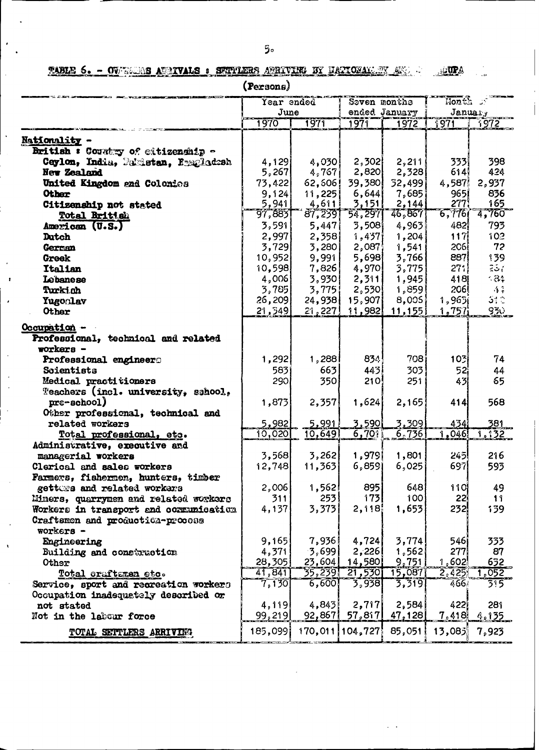**TABLE 6. - OVERSEAS ARRIVALS : SETTLERS ARRIVING BY NATIONALITY AND OCCUPATION**

(Persons)

| | Year ended June | | Seven months ended January | | Month of January | |
|---|---|---|---|---|---|---|
| | 1970 | 1971 | 1971 | 1972 | 1971 | 1972 |
| **Nationality -** | | | | | | |
| British : Country of citizenship - | | | | | | |
| Ceylon, India, Pakistan, Bangladesh | 4,129 | 4,030 | 2,302 | 2,211 | 333 | 398 |
| New Zealand | 5,267 | 4,767 | 2,820 | 2,328 | 614 | 424 |
| United Kingdom and Colonies | 73,422 | 62,606 | 39,380 | 32,499 | 4,587 | 2,937 |
| Other | 9,124 | 11,225 | 6,644 | 7,685 | 965 | 836 |
| Citizenship not stated | 5,941 | 4,611 | 3,151 | 2,144 | 277 | 165 |
| Total British | 97,883 | 87,239 | 54,297 | 46,867 | 6,776 | 4,760 |
| American (U.S.) | 3,591 | 5,447 | 3,508 | 4,963 | 482 | 793 |
| Dutch | 2,997 | 2,358 | 1,437 | 1,204 | 117 | 102 |
| German | 3,729 | 3,280 | 2,087 | 1,541 | 206 | 72 |
| Greek | 10,952 | 9,991 | 5,698 | 3,766 | 887 | 139 |
| Italian | 10,598 | 7,826 | 4,970 | 3,775 | 271 | 257 |
| Lebanese | 4,006 | 3,930 | 2,311 | 1,945 | 418 | 184 |
| Turkish | 3,785 | 3,775 | 2,530 | 1,859 | 206 | 43 |
| Yugoslav | 26,209 | 24,938 | 15,907 | 8,005 | 1,965 | 512 |
| Other | 21,349 | 21,227 | 11,982 | 11,155 | 1,757 | 930 |
| **Occupation -** | | | | | | |
| Professional, technical and related workers - | | | | | | |
| Professional engineers | 1,292 | 1,288 | 834 | 708 | 103 | 74 |
| Scientists | 583 | 663 | 443 | 303 | 52 | 44 |
| Medical practitioners | 290 | 350 | 210 | 251 | 43 | 65 |
| Teachers (incl. university, school, pre-school) | 1,873 | 2,357 | 1,624 | 2,165 | 414 | 568 |
| Other professional, technical and related workers | 5,982 | 5,991 | 3,590 | 3,309 | 434 | 381 |
| Total professional, etc. | 10,020 | 10,649 | 6,701 | 6,736 | 1,046 | 1,132 |
| Administrative, executive and managerial workers | 3,568 | 3,262 | 1,979 | 1,801 | 245 | 216 |
| Clerical and sales workers | 12,748 | 11,363 | 6,859 | 6,025 | 697 | 593 |
| Farmers, fishermen, hunters, timber getters and related workers | 2,006 | 1,562 | 895 | 648 | 110 | 49 |
| Miners, quarrymen and related workers | 311 | 253 | 173 | 100 | 22 | 11 |
| Workers in transport and communication | 4,137 | 3,373 | 2,118 | 1,653 | 232 | 139 |
| Craftsmen and production-process workers - | | | | | | |
| Engineering | 9,165 | 7,936 | 4,724 | 3,774 | 546 | 333 |
| Building and construction | 4,371 | 3,699 | 2,226 | 1,562 | 277 | 87 |
| Other | 28,305 | 23,604 | 14,580 | 9,751 | 1,602 | 632 |
| Total craftsmen etc. | 41,841 | 35,239 | 21,530 | 15,087 | 2,425 | 1,052 |
| Service, sport and recreation workers | 7,130 | 6,600 | 3,938 | 3,319 | 466 | 315 |
| Occupation inadequately described or not stated | 4,119 | 4,843 | 2,717 | 2,584 | 422 | 281 |
| Not in the labour force | 99,219 | 92,867 | 57,817 | 47,128 | 7,418 | 4,135 |
| TOTAL SETTLERS ARRIVING | 185,099 | 170,011 | 104,727 | 85,051 | 13,083 | 7,923 |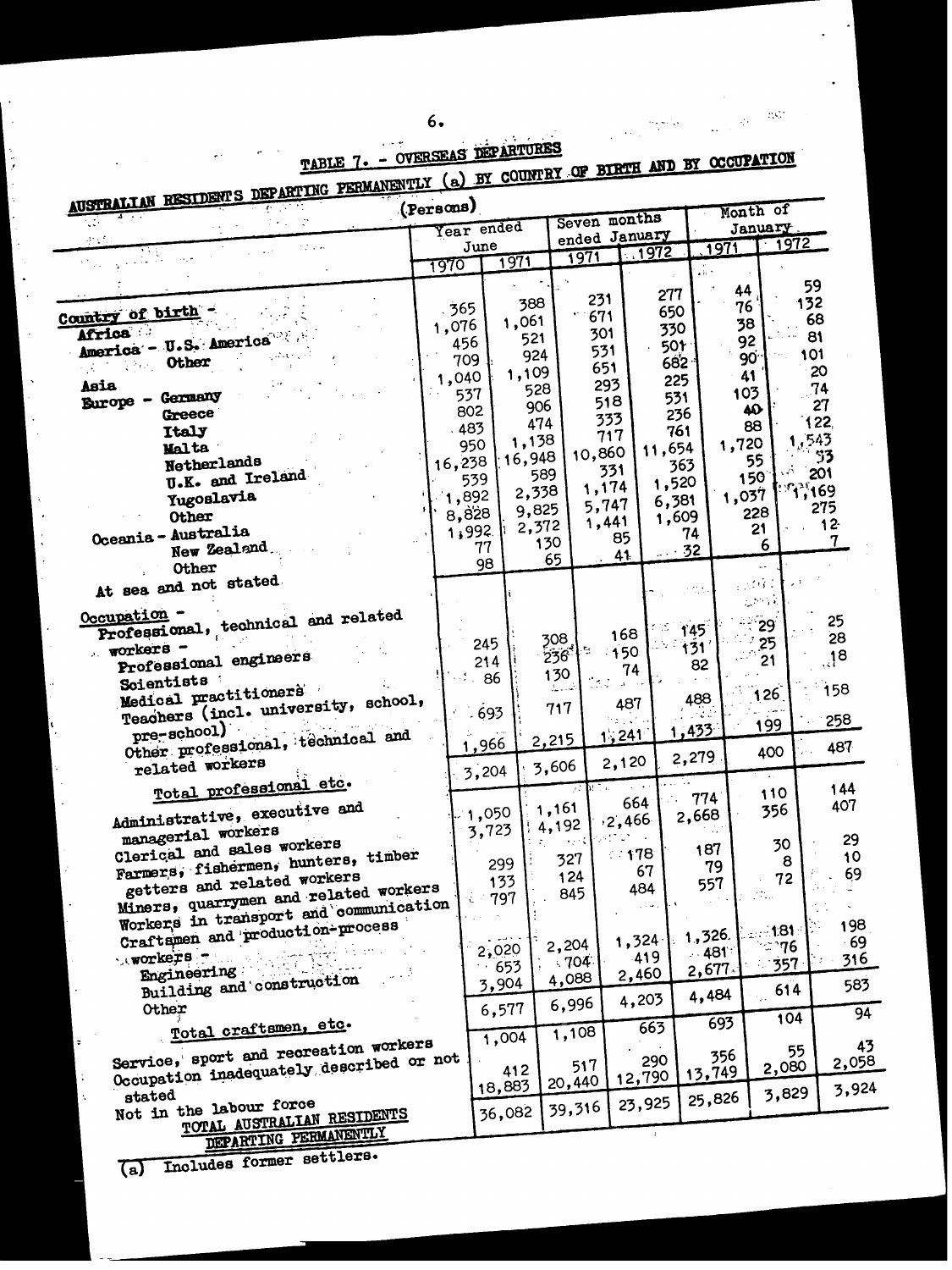## TABLE 7. - OVERSEAS DEPARTURES

### AUSTRALIAN RESIDENTS DEPARTING PERMANENTLY (a) BY COUNTRY OF BIRTH AND BY OCCUPATION

(Persons)

| | Year ended June | | Seven months ended January | | Month of January | |
|---|---|---|---|---|---|---|
| | 1970 | 1971 | 1971 | 1972 | 1971 | 1972 |
| **Country of birth -** | | | | | | |
| **Africa** | 365 | 388 | 231 | 277 | 44 | 59 |
| **America** - U.S. America | 1,076 | 1,061 | 671 | 650 | 76 | 132 |
| Other | 456 | 521 | 301 | 330 | 38 | 68 |
| **Asia** | 709 | 924 | 531 | 501 | 92 | 81 |
| **Europe** - Germany | 1,040 | 1,109 | 651 | 682 | 90 | 101 |
| Greece | 537 | 528 | 293 | 225 | 41 | 20 |
| Italy | 802 | 906 | 518 | 531 | 103 | 74 |
| Malta | 483 | 474 | 333 | 236 | 40 | 27 |
| Netherlands | 950 | 1,138 | 717 | 761 | 88 | 122 |
| U.K. and Ireland | 16,238 | 16,948 | 10,860 | 11,654 | 1,720 | 1,543 |
| Yugoslavia | 539 | 589 | 331 | 363 | 55 | 53 |
| Other | 1,892 | 2,338 | 1,174 | 1,520 | 150 | 201 |
| Oceania - Australia | 8,828 | 9,825 | 5,747 | 6,381 | 1,037 | 1,169 |
| New Zealand | 1,992 | 2,372 | 1,441 | 1,609 | 228 | 275 |
| Other | 77 | 130 | 85 | 74 | 21 | 12 |
| At sea and not stated | 98 | 65 | 41 | 32 | 6 | 7 |
| **Occupation -** | | | | | | |
| Professional, technical and related workers - | | | | | | |
| Professional engineers | 245 | 308 | 168 | 145 | 29 | 25 |
| Scientists | 214 | 236 | 150 | 131 | 25 | 28 |
| Medical practitioners | 86 | 130 | 74 | 82 | 21 | 18 |
| Teachers (incl. university, school, pre-school) | 693 | 717 | 487 | 488 | 126 | 158 |
| Other professional, technical and related workers | 1,966 | 2,215 | 1,241 | 1,433 | 199 | 258 |
| Total professional etc. | 3,204 | 3,606 | 2,120 | 2,279 | 400 | 487 |
| Administrative, executive and managerial workers | 1,050 | 1,161 | 664 | 774 | 110 | 144 |
| Clerical and sales workers | 3,723 | 4,192 | 2,466 | 2,668 | 356 | 407 |
| Farmers, fishermen, hunters, timber getters and related workers | 299 | 327 | 178 | 187 | 30 | 29 |
| Miners, quarrymen and related workers | 133 | 124 | 67 | 79 | 8 | 10 |
| Workers in transport and communication | 797 | 845 | 484 | 557 | 72 | 69 |
| Craftsmen and production-process workers - | | | | | | |
| Engineering | 2,020 | 2,204 | 1,324 | 1,326 | 181 | 198 |
| Building and construction | 653 | 704 | 419 | 481 | 76 | 69 |
| Other | 3,904 | 4,088 | 2,460 | 2,677 | 357 | 316 |
| Total craftsmen, etc. | 6,577 | 6,996 | 4,203 | 4,484 | 614 | 583 |
| Service, sport and recreation workers | 1,004 | 1,108 | 663 | 693 | 104 | 94 |
| Occupation inadequately described or not stated | 412 | 517 | 290 | 356 | 55 | 43 |
| Not in the labour force | 18,883 | 20,440 | 12,790 | 13,749 | 2,080 | 2,058 |
| TOTAL AUSTRALIAN RESIDENTS DEPARTING PERMANENTLY | 36,082 | 39,316 | 23,925 | 25,826 | 3,829 | 3,924 |

(a) Includes former settlers.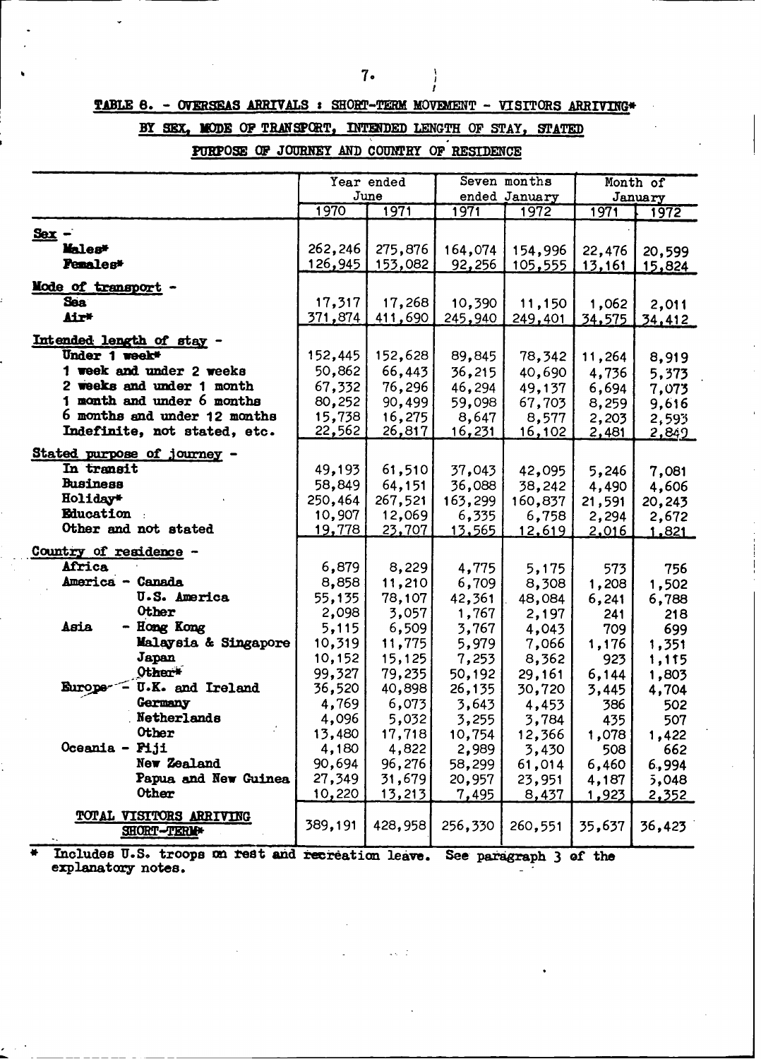**TABLE 8. - OVERSEAS ARRIVALS : SHORT-TERM MOVEMENT - VISITORS ARRIVING***

**BY SEX, MODE OF TRANSPORT, INTENDED LENGTH OF STAY, STATED PURPOSE OF JOURNEY AND COUNTRY OF RESIDENCE**

| | Year ended June | | Seven months ended January | | Month of January | |
|---|---|---|---|---|---|---|
| | 1970 | 1971 | 1971 | 1972 | 1971 | 1972 |
| **Sex -** | | | | | | |
| Males* | 262,246 | 275,876 | 164,074 | 154,996 | 22,476 | 20,599 |
| Females* | 126,945 | 153,082 | 92,256 | 105,555 | 13,161 | 15,824 |
| **Mode of transport -** | | | | | | |
| Sea | 17,317 | 17,268 | 10,390 | 11,150 | 1,062 | 2,011 |
| Air* | 371,874 | 411,690 | 245,940 | 249,401 | 34,575 | 34,412 |
| **Intended length of stay -** | | | | | | |
| Under 1 week* | 152,445 | 152,628 | 89,845 | 78,342 | 11,264 | 8,919 |
| 1 week and under 2 weeks | 50,862 | 66,443 | 36,215 | 40,690 | 4,736 | 5,373 |
| 2 weeks and under 1 month | 67,332 | 76,296 | 46,294 | 49,137 | 6,694 | 7,073 |
| 1 month and under 6 months | 80,252 | 90,499 | 59,098 | 67,703 | 8,259 | 9,616 |
| 6 months and under 12 months | 15,738 | 16,275 | 8,647 | 8,577 | 2,203 | 2,593 |
| Indefinite, not stated, etc. | 22,562 | 26,817 | 16,231 | 16,102 | 2,481 | 2,849 |
| **Stated purpose of journey -** | | | | | | |
| In transit | 49,193 | 61,510 | 37,043 | 42,095 | 5,246 | 7,081 |
| Business | 58,849 | 64,151 | 36,088 | 38,242 | 4,490 | 4,606 |
| Holiday* | 250,464 | 267,521 | 163,299 | 160,837 | 21,591 | 20,243 |
| Education | 10,907 | 12,069 | 6,335 | 6,758 | 2,294 | 2,672 |
| Other and not stated | 19,778 | 23,707 | 13,565 | 12,619 | 2,016 | 1,821 |
| **Country of residence -** | | | | | | |
| Africa | 6,879 | 8,229 | 4,775 | 5,175 | 573 | 756 |
| America - Canada | 8,858 | 11,210 | 6,709 | 8,308 | 1,208 | 1,502 |
| U.S. America | 55,135 | 78,107 | 42,361 | 48,084 | 6,241 | 6,788 |
| Other | 2,098 | 3,057 | 1,767 | 2,197 | 241 | 218 |
| Asia - Hong Kong | 5,115 | 6,509 | 3,767 | 4,043 | 709 | 699 |
| Malaysia & Singapore | 10,319 | 11,775 | 5,979 | 7,066 | 1,176 | 1,351 |
| Japan | 10,152 | 15,125 | 7,253 | 8,362 | 923 | 1,115 |
| Other* | 99,327 | 79,235 | 50,192 | 29,161 | 6,144 | 1,803 |
| Europe - U.K. and Ireland | 36,520 | 40,898 | 26,135 | 30,720 | 3,445 | 4,704 |
| Germany | 4,769 | 6,073 | 3,643 | 4,453 | 386 | 502 |
| Netherlands | 4,096 | 5,032 | 3,255 | 3,784 | 435 | 507 |
| Other | 13,480 | 17,718 | 10,754 | 12,366 | 1,078 | 1,422 |
| Oceania - Fiji | 4,180 | 4,822 | 2,989 | 3,430 | 508 | 662 |
| New Zealand | 90,694 | 96,276 | 58,299 | 61,014 | 6,460 | 6,994 |
| Papua and New Guinea | 27,349 | 31,679 | 20,957 | 23,951 | 4,187 | 5,048 |
| Other | 10,220 | 13,213 | 7,495 | 8,437 | 1,923 | 2,352 |
| **TOTAL VISITORS ARRIVING SHORT-TERM*** | 389,191 | 428,958 | 256,330 | 260,551 | 35,637 | 36,423 |

\* Includes U.S. troops on rest and recreation leave. See paragraph 3 of the explanatory notes.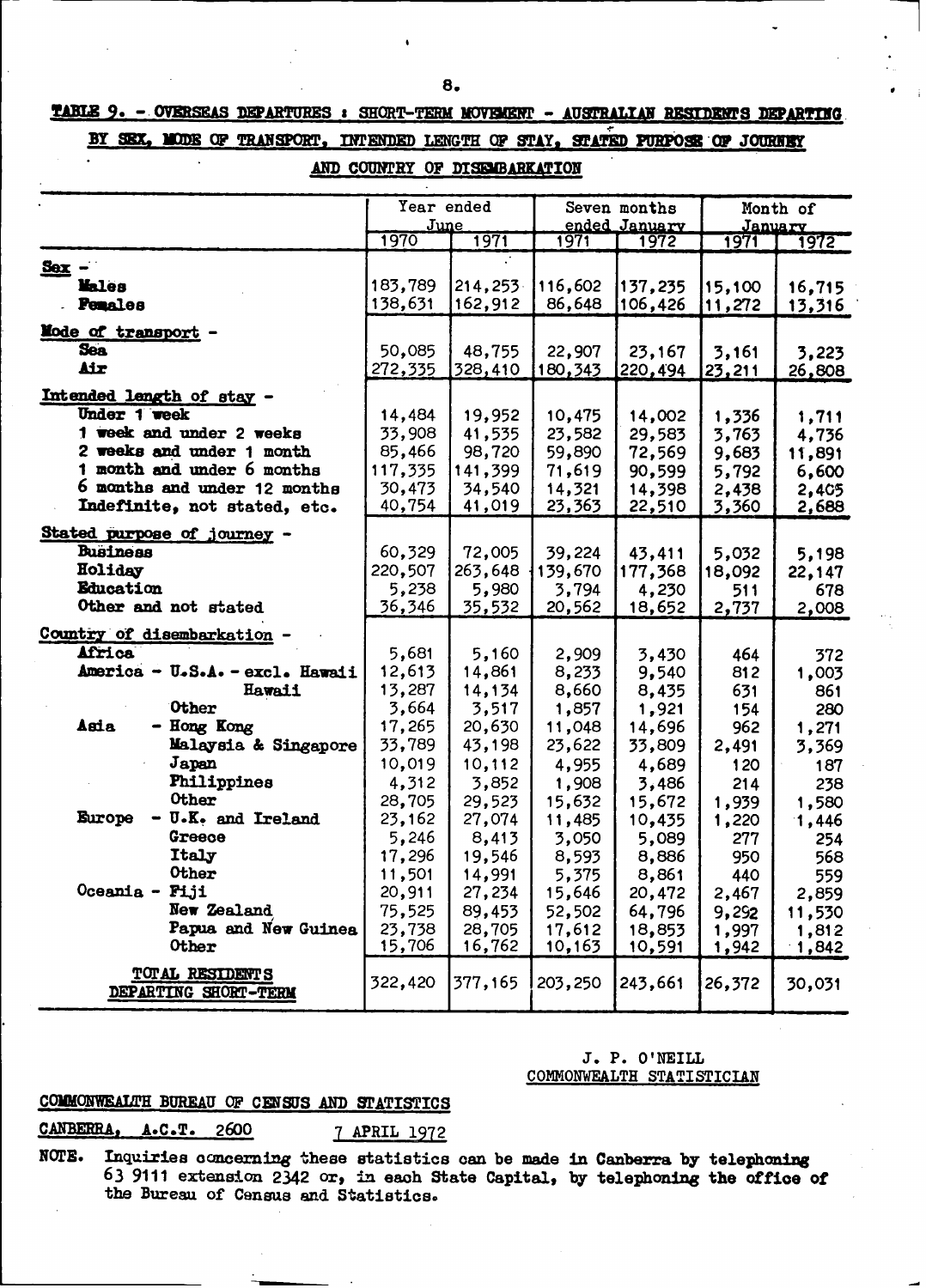## TABLE 9. - OVERSEAS DEPARTURES : SHORT-TERM MOVEMENT - AUSTRALIAN RESIDENTS DEPARTING BY SEX, MODE OF TRANSPORT, INTENDED LENGTH OF STAY, STATED PURPOSE OF JOURNEY AND COUNTRY OF DISEMBARKATION

| | Year ended June | | Seven months ended January | | Month of January | |
|---|---|---|---|---|---|---|
| | 1970 | 1971 | 1971 | 1972 | 1971 | 1972 |
| **Sex -** | | | | | | |
| Males | 183,789 | 214,253 | 116,602 | 137,235 | 15,100 | 16,715 |
| Females | 138,631 | 162,912 | 86,648 | 106,426 | 11,272 | 13,316 |
| **Mode of transport -** | | | | | | |
| Sea | 50,085 | 48,755 | 22,907 | 23,167 | 3,161 | 3,223 |
| Air | 272,335 | 328,410 | 180,343 | 220,494 | 23,211 | 26,808 |
| **Intended length of stay -** | | | | | | |
| Under 1 week | 14,484 | 19,952 | 10,475 | 14,002 | 1,336 | 1,711 |
| 1 week and under 2 weeks | 33,908 | 41,535 | 23,582 | 29,583 | 3,763 | 4,736 |
| 2 weeks and under 1 month | 85,466 | 98,720 | 59,890 | 72,569 | 9,683 | 11,891 |
| 1 month and under 6 months | 117,335 | 141,399 | 71,619 | 90,599 | 5,792 | 6,600 |
| 6 months and under 12 months | 30,473 | 34,540 | 14,321 | 14,398 | 2,438 | 2,405 |
| Indefinite, not stated, etc. | 40,754 | 41,019 | 23,363 | 22,510 | 3,360 | 2,688 |
| **Stated purpose of journey -** | | | | | | |
| Business | 60,329 | 72,005 | 39,224 | 43,411 | 5,032 | 5,198 |
| Holiday | 220,507 | 263,648 | 139,670 | 177,368 | 18,092 | 22,147 |
| Education | 5,238 | 5,980 | 3,794 | 4,230 | 511 | 678 |
| Other and not stated | 36,346 | 35,532 | 20,562 | 18,652 | 2,737 | 2,008 |
| **Country of disembarkation -** | | | | | | |
| Africa | 5,681 | 5,160 | 2,909 | 3,430 | 464 | 372 |
| America - U.S.A. - excl. Hawaii | 12,613 | 14,861 | 8,233 | 9,540 | 812 | 1,003 |
| Hawaii | 13,287 | 14,134 | 8,660 | 8,435 | 631 | 861 |
| Other | 3,664 | 3,517 | 1,857 | 1,921 | 154 | 280 |
| Asia - Hong Kong | 17,265 | 20,630 | 11,048 | 14,696 | 962 | 1,271 |
| Malaysia & Singapore | 33,789 | 43,198 | 23,622 | 33,809 | 2,491 | 3,369 |
| Japan | 10,019 | 10,112 | 4,955 | 4,689 | 120 | 187 |
| Philippines | 4,312 | 3,852 | 1,908 | 3,486 | 214 | 238 |
| Other | 28,705 | 29,523 | 15,632 | 15,672 | 1,939 | 1,580 |
| Europe - U.K. and Ireland | 23,162 | 27,074 | 11,485 | 10,435 | 1,220 | 1,446 |
| Greece | 5,246 | 8,413 | 3,050 | 5,089 | 277 | 254 |
| Italy | 17,296 | 19,546 | 8,593 | 8,886 | 950 | 568 |
| Other | 11,501 | 14,991 | 5,375 | 8,861 | 440 | 559 |
| Oceania - Fiji | 20,911 | 27,234 | 15,646 | 20,472 | 2,467 | 2,859 |
| New Zealand | 75,525 | 89,453 | 52,502 | 64,796 | 9,292 | 11,530 |
| Papua and New Guinea | 23,738 | 28,705 | 17,612 | 18,853 | 1,997 | 1,812 |
| Other | 15,706 | 16,762 | 10,163 | 10,591 | 1,942 | 1,842 |
| **TOTAL RESIDENTS DEPARTING SHORT-TERM** | 322,420 | 377,165 | 203,250 | 243,661 | 26,372 | 30,031 |

J. P. O'NEILL
COMMONWEALTH STATISTICIAN

COMMONWEALTH BUREAU OF CENSUS AND STATISTICS

CANBERRA, A.C.T. 2600 &nbsp;&nbsp;&nbsp; 7 APRIL 1972

NOTE. Inquiries concerning these statistics can be made in Canberra by telephoning 63 9111 extension 2342 or, in each State Capital, by telephoning the office of the Bureau of Census and Statistics.